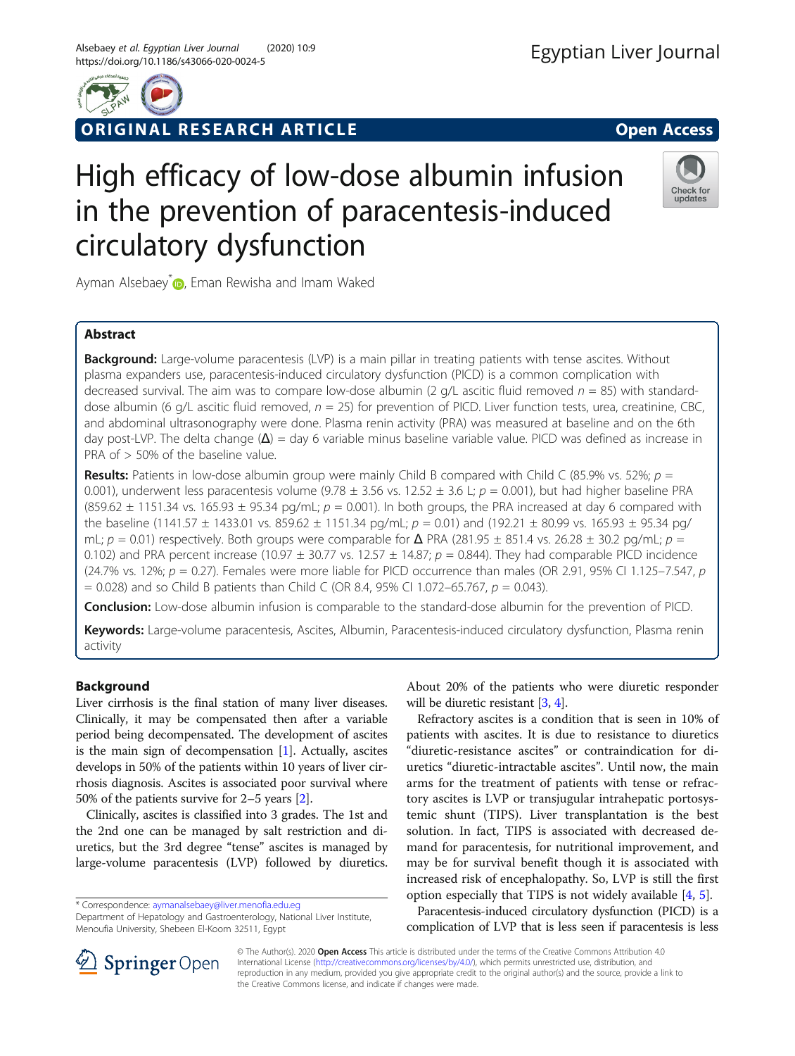ORIGINAL RESEARCH ARTICLE

Open Access

# High efficacy of low-dose albumin infusion in the prevention of paracentesis-induced circulatory dysfunction

Ayman Alsebaey*, Eman Rewisha and Imam Waked

## Abstract

**Background:** Large-volume paracentesis (LVP) is a main pillar in treating patients with tense ascites. Without plasma expanders use, paracentesis-induced circulatory dysfunction (PICD) is a common complication with decreased survival. The aim was to compare low-dose albumin (2 g/L ascitic fluid removed $n = 85$) with standard-dose albumin (6 g/L ascitic fluid removed, $n = 25$) for prevention of PICD. Liver function tests, urea, creatinine, CBC, and abdominal ultrasonography were done. Plasma renin activity (PRA) was measured at baseline and on the 6th day post-LVP. The delta change (Δ) = day 6 variable minus baseline variable value. PICD was defined as increase in PRA of > 50% of the baseline value.

**Results:** Patients in low-dose albumin group were mainly Child B compared with Child C (85.9% vs. 52%; $p = 0.001$), underwent less paracentesis volume (9.78 ± 3.56 vs. 12.52 ± 3.6 L; $p = 0.001$), but had higher baseline PRA (859.62 ± 1151.34 vs. 165.93 ± 95.34 pg/mL; $p = 0.001$). In both groups, the PRA increased at day 6 compared with the baseline (1141.57 ± 1433.01 vs. 859.62 ± 1151.34 pg/mL; $p = 0.01$) and (192.21 ± 80.99 vs. 165.93 ± 95.34 pg/mL; $p = 0.01$) respectively. Both groups were comparable for Δ PRA (281.95 ± 851.4 vs. 26.28 ± 30.2 pg/mL; $p = 0.102$) and PRA percent increase (10.97 ± 30.77 vs. 12.57 ± 14.87; $p = 0.844$). They had comparable PICD incidence (24.7% vs. 12%; $p = 0.27$). Females were more liable for PICD occurrence than males (OR 2.91, 95% CI 1.125–7.547, $p = 0.028$) and so Child B patients than Child C (OR 8.4, 95% CI 1.072–65.767, $p = 0.043$).

**Conclusion:** Low-dose albumin infusion is comparable to the standard-dose albumin for the prevention of PICD.

**Keywords:** Large-volume paracentesis, Ascites, Albumin, Paracentesis-induced circulatory dysfunction, Plasma renin activity

## Background

Liver cirrhosis is the final station of many liver diseases. Clinically, it may be compensated then after a variable period being decompensated. The development of ascites is the main sign of decompensation [1]. Actually, ascites develops in 50% of the patients within 10 years of liver cirrhosis diagnosis. Ascites is associated poor survival where 50% of the patients survive for 2–5 years [2].

Clinically, ascites is classified into 3 grades. The 1st and the 2nd one can be managed by salt restriction and diuretics, but the 3rd degree "tense" ascites is managed by large-volume paracentesis (LVP) followed by diuretics. About 20% of the patients who were diuretic responder will be diuretic resistant [3, 4].

Refractory ascites is a condition that is seen in 10% of patients with ascites. It is due to resistance to diuretics "diuretic-resistance ascites" or contraindication for diuretics "diuretic-intractable ascites". Until now, the main arms for the treatment of patients with tense or refractory ascites is LVP or transjugular intrahepatic portosystemic shunt (TIPS). Liver transplantation is the best solution. In fact, TIPS is associated with decreased demand for paracentesis, for nutritional improvement, and may be for survival benefit though it is associated with increased risk of encephalopathy. So, LVP is still the first option especially that TIPS is not widely available [4, 5].

Paracentesis-induced circulatory dysfunction (PICD) is a complication of LVP that is less seen if paracentesis is less

* Correspondence: aymanalsebaey@liver.menofia.edu.eg
Department of Hepatology and Gastroenterology, National Liver Institute, Menoufia University, Shebeen El-Koom 32511, Egypt

© The Author(s). 2020 **Open Access** This article is distributed under the terms of the Creative Commons Attribution 4.0 International License (http://creativecommons.org/licenses/by/4.0/), which permits unrestricted use, distribution, and reproduction in any medium, provided you give appropriate credit to the original author(s) and the source, provide a link to the Creative Commons license, and indicate if changes were made.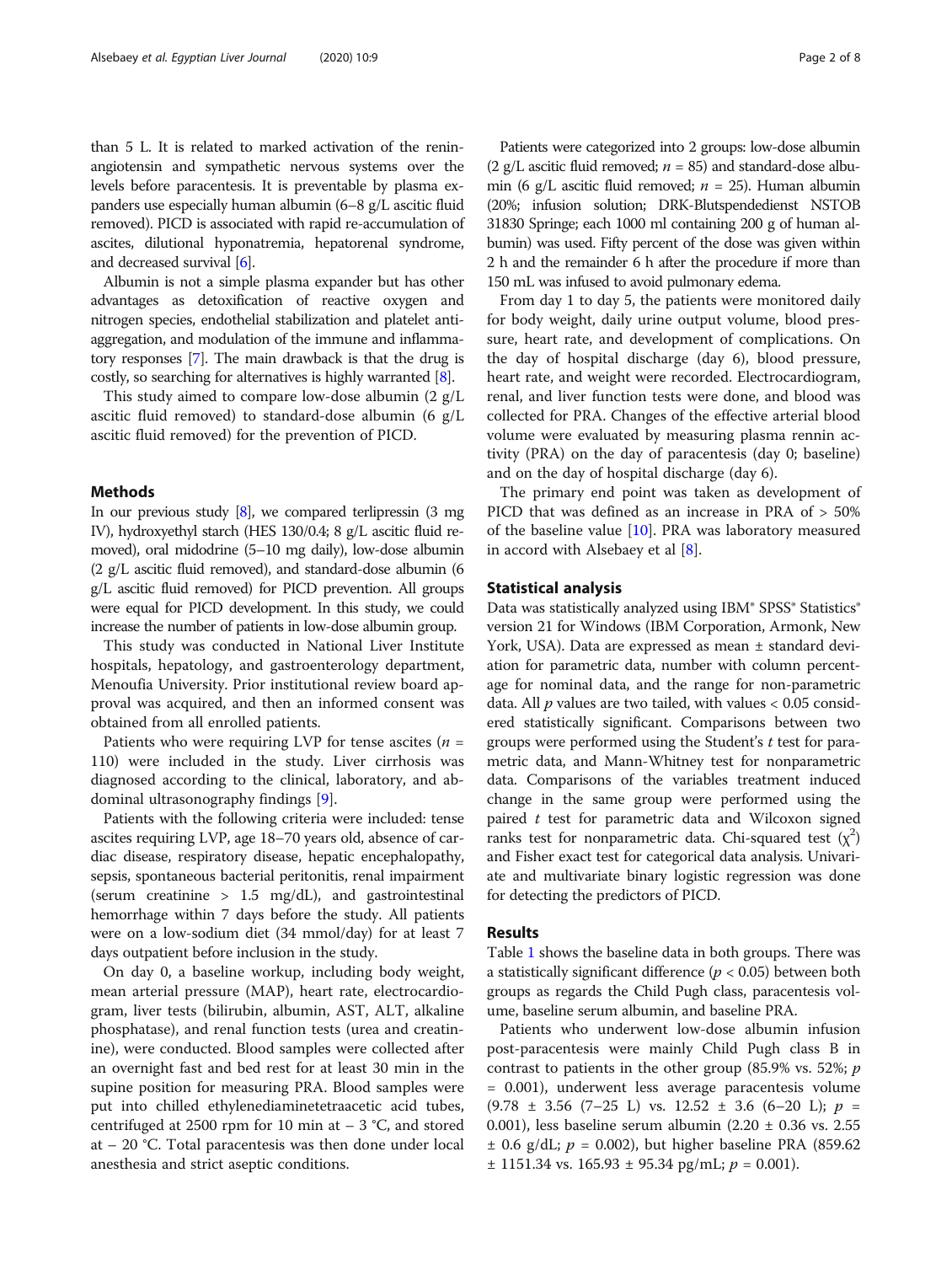than 5 L. It is related to marked activation of the renin-angiotensin and sympathetic nervous systems over the levels before paracentesis. It is preventable by plasma expanders use especially human albumin (6–8 g/L ascitic fluid removed). PICD is associated with rapid re-accumulation of ascites, dilutional hyponatremia, hepatorenal syndrome, and decreased survival [6].

Albumin is not a simple plasma expander but has other advantages as detoxification of reactive oxygen and nitrogen species, endothelial stabilization and platelet anti-aggregation, and modulation of the immune and inflammatory responses [7]. The main drawback is that the drug is costly, so searching for alternatives is highly warranted [8].

This study aimed to compare low-dose albumin (2 g/L ascitic fluid removed) to standard-dose albumin (6 g/L ascitic fluid removed) for the prevention of PICD.

## Methods

In our previous study [8], we compared terlipressin (3 mg IV), hydroxyethyl starch (HES 130/0.4; 8 g/L ascitic fluid removed), oral midodrine (5–10 mg daily), low-dose albumin (2 g/L ascitic fluid removed), and standard-dose albumin (6 g/L ascitic fluid removed) for PICD prevention. All groups were equal for PICD development. In this study, we could increase the number of patients in low-dose albumin group.

This study was conducted in National Liver Institute hospitals, hepatology, and gastroenterology department, Menoufia University. Prior institutional review board approval was acquired, and then an informed consent was obtained from all enrolled patients.

Patients who were requiring LVP for tense ascites ($n$ = 110) were included in the study. Liver cirrhosis was diagnosed according to the clinical, laboratory, and abdominal ultrasonography findings [9].

Patients with the following criteria were included: tense ascites requiring LVP, age 18–70 years old, absence of cardiac disease, respiratory disease, hepatic encephalopathy, sepsis, spontaneous bacterial peritonitis, renal impairment (serum creatinine > 1.5 mg/dL), and gastrointestinal hemorrhage within 7 days before the study. All patients were on a low-sodium diet (34 mmol/day) for at least 7 days outpatient before inclusion in the study.

On day 0, a baseline workup, including body weight, mean arterial pressure (MAP), heart rate, electrocardiogram, liver tests (bilirubin, albumin, AST, ALT, alkaline phosphatase), and renal function tests (urea and creatinine), were conducted. Blood samples were collected after an overnight fast and bed rest for at least 30 min in the supine position for measuring PRA. Blood samples were put into chilled ethylenediaminetetraacetic acid tubes, centrifuged at 2500 rpm for 10 min at − 3 °C, and stored at − 20 °C. Total paracentesis was then done under local anesthesia and strict aseptic conditions.

Patients were categorized into 2 groups: low-dose albumin (2 g/L ascitic fluid removed; $n$ = 85) and standard-dose albumin (6 g/L ascitic fluid removed; $n$ = 25). Human albumin (20%; infusion solution; DRK-Blutspendedienst NSTOB 31830 Springe; each 1000 ml containing 200 g of human albumin) was used. Fifty percent of the dose was given within 2 h and the remainder 6 h after the procedure if more than 150 mL was infused to avoid pulmonary edema.

From day 1 to day 5, the patients were monitored daily for body weight, daily urine output volume, blood pressure, heart rate, and development of complications. On the day of hospital discharge (day 6), blood pressure, heart rate, and weight were recorded. Electrocardiogram, renal, and liver function tests were done, and blood was collected for PRA. Changes of the effective arterial blood volume were evaluated by measuring plasma rennin activity (PRA) on the day of paracentesis (day 0; baseline) and on the day of hospital discharge (day 6).

The primary end point was taken as development of PICD that was defined as an increase in PRA of > 50% of the baseline value [10]. PRA was laboratory measured in accord with Alsebaey et al [8].

### Statistical analysis

Data was statistically analyzed using IBM® SPSS® Statistics® version 21 for Windows (IBM Corporation, Armonk, New York, USA). Data are expressed as mean ± standard deviation for parametric data, number with column percentage for nominal data, and the range for non-parametric data. All $p$ values are two tailed, with values < 0.05 considered statistically significant. Comparisons between two groups were performed using the Student's $t$ test for parametric data, and Mann-Whitney test for nonparametric data. Comparisons of the variables treatment induced change in the same group were performed using the paired $t$ test for parametric data and Wilcoxon signed ranks test for nonparametric data. Chi-squared test ($\chi^2$) and Fisher exact test for categorical data analysis. Univariate and multivariate binary logistic regression was done for detecting the predictors of PICD.

## Results

Table 1 shows the baseline data in both groups. There was a statistically significant difference ($p < 0.05$) between both groups as regards the Child Pugh class, paracentesis volume, baseline serum albumin, and baseline PRA.

Patients who underwent low-dose albumin infusion post-paracentesis were mainly Child Pugh class B in contrast to patients in the other group (85.9% vs. 52%; $p$ = 0.001), underwent less average paracentesis volume (9.78 ± 3.56 (7–25 L) vs. 12.52 ± 3.6 (6–20 L); $p$ = 0.001), less baseline serum albumin (2.20 ± 0.36 vs. 2.55 ± 0.6 g/dL; $p$ = 0.002), but higher baseline PRA (859.62 ± 1151.34 vs. 165.93 ± 95.34 pg/mL; $p$ = 0.001).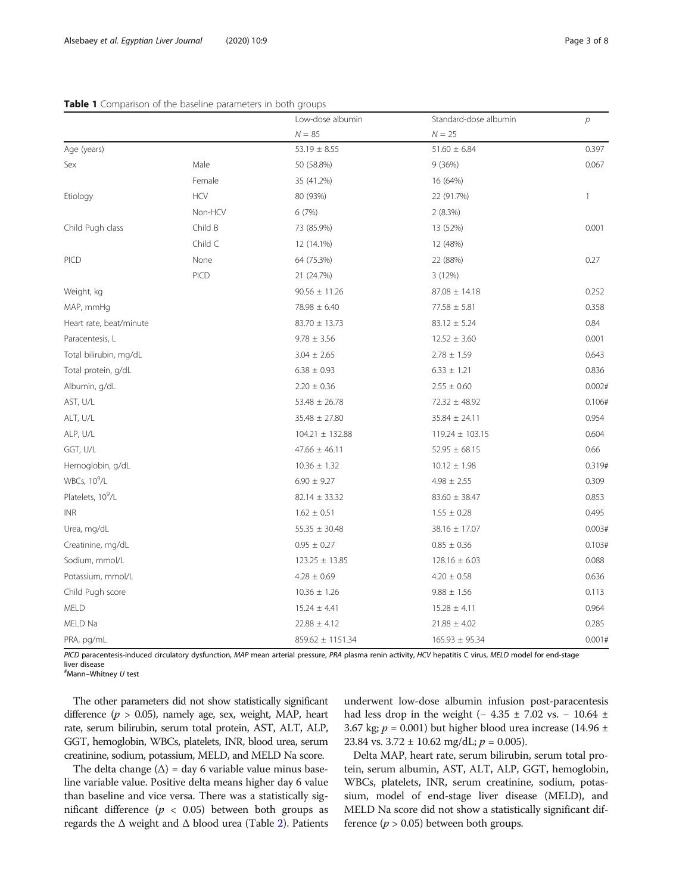**Table 1** Comparison of the baseline parameters in both groups

| | | Low-dose albumin | Standard-dose albumin | $p$ |
|---|---|---|---|---|
| | | $N = 85$ | $N = 25$ | |
| Age (years) | | 53.19 ± 8.55 | 51.60 ± 6.84 | 0.397 |
| Sex | Male | 50 (58.8%) | 9 (36%) | 0.067 |
| | Female | 35 (41.2%) | 16 (64%) | |
| Etiology | HCV | 80 (93%) | 22 (91.7%) | 1 |
| | Non-HCV | 6 (7%) | 2 (8.3%) | |
| Child Pugh class | Child B | 73 (85.9%) | 13 (52%) | 0.001 |
| | Child C | 12 (14.1%) | 12 (48%) | |
| PICD | None | 64 (75.3%) | 22 (88%) | 0.27 |
| | PICD | 21 (24.7%) | 3 (12%) | |
| Weight, kg | | 90.56 ± 11.26 | 87.08 ± 14.18 | 0.252 |
| MAP, mmHg | | 78.98 ± 6.40 | 77.58 ± 5.81 | 0.358 |
| Heart rate, beat/minute | | 83.70 ± 13.73 | 83.12 ± 5.24 | 0.84 |
| Paracentesis, L | | 9.78 ± 3.56 | 12.52 ± 3.60 | 0.001 |
| Total bilirubin, mg/dL | | 3.04 ± 2.65 | 2.78 ± 1.59 | 0.643 |
| Total protein, g/dL | | 6.38 ± 0.93 | 6.33 ± 1.21 | 0.836 |
| Albumin, g/dL | | 2.20 ± 0.36 | 2.55 ± 0.60 | 0.002# |
| AST, U/L | | 53.48 ± 26.78 | 72.32 ± 48.92 | 0.106# |
| ALT, U/L | | 35.48 ± 27.80 | 35.84 ± 24.11 | 0.954 |
| ALP, U/L | | 104.21 ± 132.88 | 119.24 ± 103.15 | 0.604 |
| GGT, U/L | | 47.66 ± 46.11 | 52.95 ± 68.15 | 0.66 |
| Hemoglobin, g/dL | | 10.36 ± 1.32 | 10.12 ± 1.98 | 0.319# |
| WBCs, $10^9$/L | | 6.90 ± 9.27 | 4.98 ± 2.55 | 0.309 |
| Platelets, $10^9$/L | | 82.14 ± 33.32 | 83.60 ± 38.47 | 0.853 |
| INR | | 1.62 ± 0.51 | 1.55 ± 0.28 | 0.495 |
| Urea, mg/dL | | 55.35 ± 30.48 | 38.16 ± 17.07 | 0.003# |
| Creatinine, mg/dL | | 0.95 ± 0.27 | 0.85 ± 0.36 | 0.103# |
| Sodium, mmol/L | | 123.25 ± 13.85 | 128.16 ± 6.03 | 0.088 |
| Potassium, mmol/L | | 4.28 ± 0.69 | 4.20 ± 0.58 | 0.636 |
| Child Pugh score | | 10.36 ± 1.26 | 9.88 ± 1.56 | 0.113 |
| MELD | | 15.24 ± 4.41 | 15.28 ± 4.11 | 0.964 |
| MELD Na | | 22.88 ± 4.12 | 21.88 ± 4.02 | 0.285 |
| PRA, pg/mL | | 859.62 ± 1151.34 | 165.93 ± 95.34 | 0.001# |

*PICD* paracentesis-induced circulatory dysfunction, *MAP* mean arterial pressure, *PRA* plasma renin activity, *HCV* hepatitis C virus, *MELD* model for end-stage liver disease
#Mann–Whitney *U* test

The other parameters did not show statistically significant difference ($p > 0.05$), namely age, sex, weight, MAP, heart rate, serum bilirubin, serum total protein, AST, ALT, ALP, GGT, hemoglobin, WBCs, platelets, INR, blood urea, serum creatinine, sodium, potassium, MELD, and MELD Na score.

The delta change (Δ) = day 6 variable value minus baseline variable value. Positive delta means higher day 6 value than baseline and vice versa. There was a statistically significant difference ($p < 0.05$) between both groups as regards the Δ weight and Δ blood urea (Table 2). Patients underwent low-dose albumin infusion post-paracentesis had less drop in the weight (− 4.35 ± 7.02 vs. − 10.64 ± 3.67 kg; $p = 0.001$) but higher blood urea increase (14.96 ± 23.84 vs. 3.72 ± 10.62 mg/dL; $p = 0.005$).

Delta MAP, heart rate, serum bilirubin, serum total protein, serum albumin, AST, ALT, ALP, GGT, hemoglobin, WBCs, platelets, INR, serum creatinine, sodium, potassium, model of end-stage liver disease (MELD), and MELD Na score did not show a statistically significant difference ($p > 0.05$) between both groups.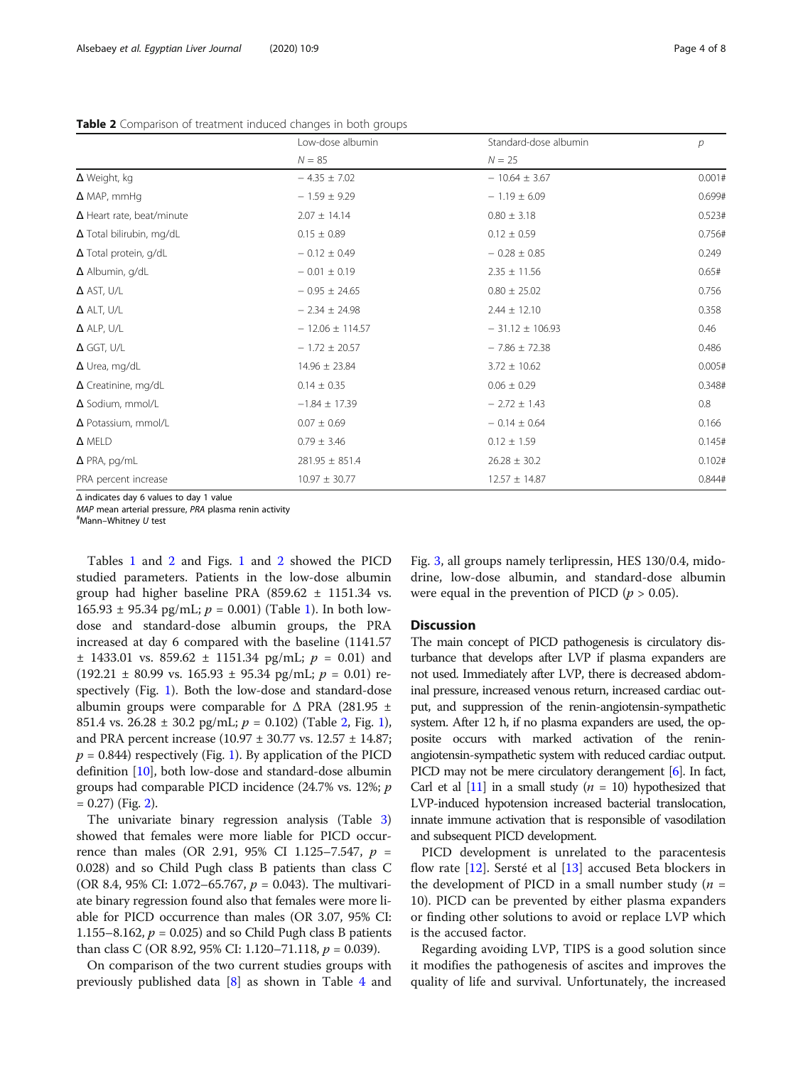**Table 2** Comparison of treatment induced changes in both groups

| | Low-dose albumin | Standard-dose albumin | $p$ |
|---|---|---|---|
| | $N$ = 85 | $N$ = 25 | |
| Δ Weight, kg | − 4.35 ± 7.02 | − 10.64 ± 3.67 | 0.001# |
| Δ MAP, mmHg | − 1.59 ± 9.29 | − 1.19 ± 6.09 | 0.699# |
| Δ Heart rate, beat/minute | 2.07 ± 14.14 | 0.80 ± 3.18 | 0.523# |
| Δ Total bilirubin, mg/dL | 0.15 ± 0.89 | 0.12 ± 0.59 | 0.756# |
| Δ Total protein, g/dL | − 0.12 ± 0.49 | − 0.28 ± 0.85 | 0.249 |
| Δ Albumin, g/dL | − 0.01 ± 0.19 | 2.35 ± 11.56 | 0.65# |
| Δ AST, U/L | − 0.95 ± 24.65 | 0.80 ± 25.02 | 0.756 |
| Δ ALT, U/L | − 2.34 ± 24.98 | 2.44 ± 12.10 | 0.358 |
| Δ ALP, U/L | − 12.06 ± 114.57 | − 31.12 ± 106.93 | 0.46 |
| Δ GGT, U/L | − 1.72 ± 20.57 | − 7.86 ± 72.38 | 0.486 |
| Δ Urea, mg/dL | 14.96 ± 23.84 | 3.72 ± 10.62 | 0.005# |
| Δ Creatinine, mg/dL | 0.14 ± 0.35 | 0.06 ± 0.29 | 0.348# |
| Δ Sodium, mmol/L | −1.84 ± 17.39 | − 2.72 ± 1.43 | 0.8 |
| Δ Potassium, mmol/L | 0.07 ± 0.69 | − 0.14 ± 0.64 | 0.166 |
| Δ MELD | 0.79 ± 3.46 | 0.12 ± 1.59 | 0.145# |
| Δ PRA, pg/mL | 281.95 ± 851.4 | 26.28 ± 30.2 | 0.102# |
| PRA percent increase | 10.97 ± 30.77 | 12.57 ± 14.87 | 0.844# |

Δ indicates day 6 values to day 1 value
*MAP* mean arterial pressure, *PRA* plasma renin activity
#Mann–Whitney *U* test

Tables 1 and 2 and Figs. 1 and 2 showed the PICD studied parameters. Patients in the low-dose albumin group had higher baseline PRA (859.62 ± 1151.34 vs. 165.93 ± 95.34 pg/mL; $p$ = 0.001) (Table 1). In both low-dose and standard-dose albumin groups, the PRA increased at day 6 compared with the baseline (1141.57 ± 1433.01 vs. 859.62 ± 1151.34 pg/mL; $p$ = 0.01) and (192.21 ± 80.99 vs. 165.93 ± 95.34 pg/mL; $p$ = 0.01) respectively (Fig. 1). Both the low-dose and standard-dose albumin groups were comparable for Δ PRA (281.95 ± 851.4 vs. 26.28 ± 30.2 pg/mL; $p$ = 0.102) (Table 2, Fig. 1), and PRA percent increase (10.97 ± 30.77 vs. 12.57 ± 14.87; $p$ = 0.844) respectively (Fig. 1). By application of the PICD definition [10], both low-dose and standard-dose albumin groups had comparable PICD incidence (24.7% vs. 12%; $p$ = 0.27) (Fig. 2).

The univariate binary regression analysis (Table 3) showed that females were more liable for PICD occurrence than males (OR 2.91, 95% CI 1.125–7.547, $p$ = 0.028) and so Child Pugh class B patients than class C (OR 8.4, 95% CI: 1.072–65.767, $p$ = 0.043). The multivariate binary regression found also that females were more liable for PICD occurrence than males (OR 3.07, 95% CI: 1.155–8.162, $p$ = 0.025) and so Child Pugh class B patients than class C (OR 8.92, 95% CI: 1.120–71.118, $p$ = 0.039).

On comparison of the two current studies groups with previously published data [8] as shown in Table 4 and Fig. 3, all groups namely terlipressin, HES 130/0.4, midodrine, low-dose albumin, and standard-dose albumin were equal in the prevention of PICD ($p$ > 0.05).

## Discussion

The main concept of PICD pathogenesis is circulatory disturbance that develops after LVP if plasma expanders are not used. Immediately after LVP, there is decreased abdominal pressure, increased venous return, increased cardiac output, and suppression of the renin-angiotensin-sympathetic system. After 12 h, if no plasma expanders are used, the opposite occurs with marked activation of the renin-angiotensin-sympathetic system with reduced cardiac output. PICD may not be mere circulatory derangement [6]. In fact, Carl et al [11] in a small study ($n$ = 10) hypothesized that LVP-induced hypotension increased bacterial translocation, innate immune activation that is responsible of vasodilation and subsequent PICD development.

PICD development is unrelated to the paracentesis flow rate [12]. Sersté et al [13] accused Beta blockers in the development of PICD in a small number study ($n$ = 10). PICD can be prevented by either plasma expanders or finding other solutions to avoid or replace LVP which is the accused factor.

Regarding avoiding LVP, TIPS is a good solution since it modifies the pathogenesis of ascites and improves the quality of life and survival. Unfortunately, the increased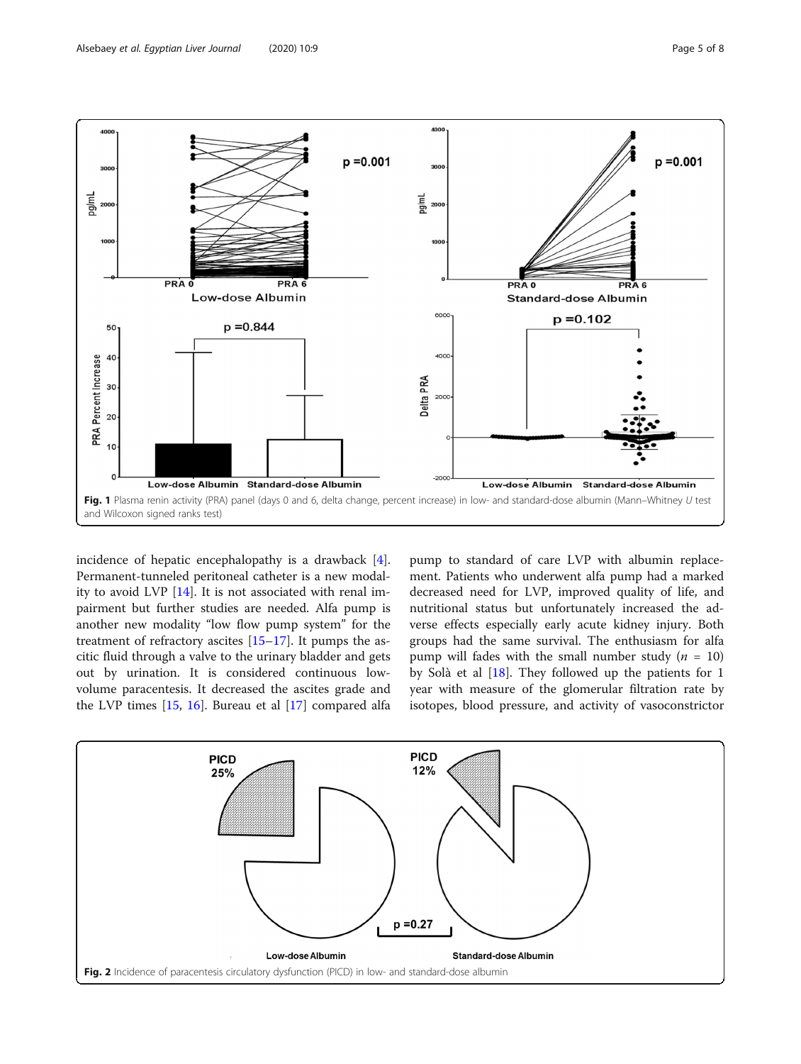Fig. 1 Plasma renin activity (PRA) panel (days 0 and 6, delta change, percent increase) in low- and standard-dose albumin (Mann–Whitney *U* test and Wilcoxon signed ranks test)

incidence of hepatic encephalopathy is a drawback [4]. Permanent-tunneled peritoneal catheter is a new modality to avoid LVP [14]. It is not associated with renal impairment but further studies are needed. Alfa pump is another new modality "low flow pump system" for the treatment of refractory ascites [15–17]. It pumps the ascitic fluid through a valve to the urinary bladder and gets out by urination. It is considered continuous low-volume paracentesis. It decreased the ascites grade and the LVP times [15, 16]. Bureau et al [17] compared alfa pump to standard of care LVP with albumin replacement. Patients who underwent alfa pump had a marked decreased need for LVP, improved quality of life, and nutritional status but unfortunately increased the adverse effects especially early acute kidney injury. Both groups had the same survival. The enthusiasm for alfa pump will fades with the small number study ($n$ = 10) by Solà et al [18]. They followed up the patients for 1 year with measure of the glomerular filtration rate by isotopes, blood pressure, and activity of vasoconstrictor

Fig. 2 Incidence of paracentesis circulatory dysfunction (PICD) in low- and standard-dose albumin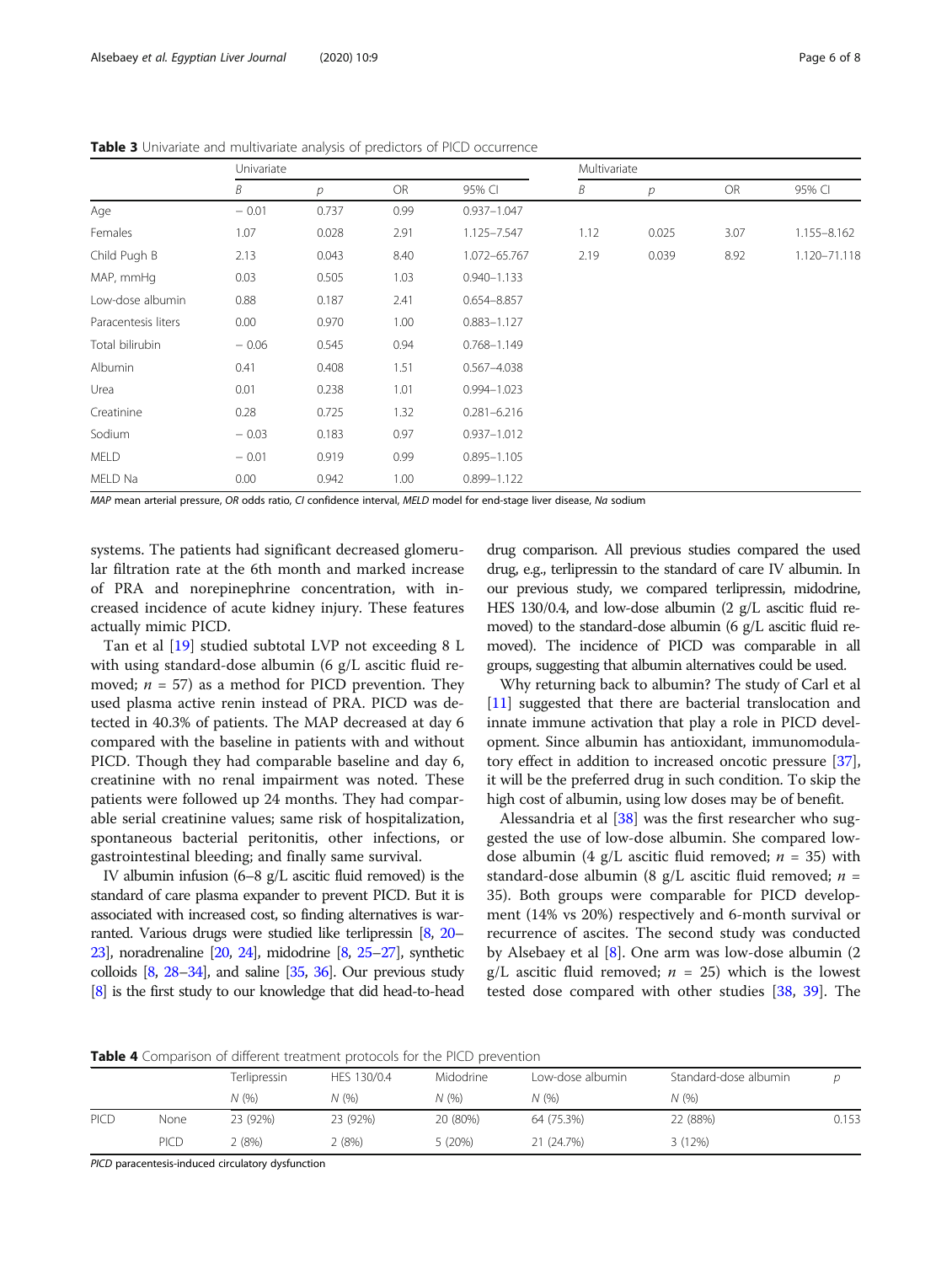**Table 3** Univariate and multivariate analysis of predictors of PICD occurrence

| | Univariate | | | | Multivariate | | | |
|---|---|---|---|---|---|---|---|---|
| | *B* | *p* | OR | 95% CI | *B* | *p* | OR | 95% CI |
| Age | − 0.01 | 0.737 | 0.99 | 0.937–1.047 | | | | |
| Females | 1.07 | 0.028 | 2.91 | 1.125–7.547 | 1.12 | 0.025 | 3.07 | 1.155–8.162 |
| Child Pugh B | 2.13 | 0.043 | 8.40 | 1.072–65.767 | 2.19 | 0.039 | 8.92 | 1.120–71.118 |
| MAP, mmHg | 0.03 | 0.505 | 1.03 | 0.940–1.133 | | | | |
| Low-dose albumin | 0.88 | 0.187 | 2.41 | 0.654–8.857 | | | | |
| Paracentesis liters | 0.00 | 0.970 | 1.00 | 0.883–1.127 | | | | |
| Total bilirubin | − 0.06 | 0.545 | 0.94 | 0.768–1.149 | | | | |
| Albumin | 0.41 | 0.408 | 1.51 | 0.567–4.038 | | | | |
| Urea | 0.01 | 0.238 | 1.01 | 0.994–1.023 | | | | |
| Creatinine | 0.28 | 0.725 | 1.32 | 0.281–6.216 | | | | |
| Sodium | − 0.03 | 0.183 | 0.97 | 0.937–1.012 | | | | |
| MELD | − 0.01 | 0.919 | 0.99 | 0.895–1.105 | | | | |
| MELD Na | 0.00 | 0.942 | 1.00 | 0.899–1.122 | | | | |

*MAP* mean arterial pressure, *OR* odds ratio, *CI* confidence interval, *MELD* model for end-stage liver disease, *Na* sodium

systems. The patients had significant decreased glomerular filtration rate at the 6th month and marked increase of PRA and norepinephrine concentration, with increased incidence of acute kidney injury. These features actually mimic PICD.

Tan et al [19] studied subtotal LVP not exceeding 8 L with using standard-dose albumin (6 g/L ascitic fluid removed; *n* = 57) as a method for PICD prevention. They used plasma active renin instead of PRA. PICD was detected in 40.3% of patients. The MAP decreased at day 6 compared with the baseline in patients with and without PICD. Though they had comparable baseline and day 6, creatinine with no renal impairment was noted. These patients were followed up 24 months. They had comparable serial creatinine values; same risk of hospitalization, spontaneous bacterial peritonitis, other infections, or gastrointestinal bleeding; and finally same survival.

IV albumin infusion (6–8 g/L ascitic fluid removed) is the standard of care plasma expander to prevent PICD. But it is associated with increased cost, so finding alternatives is warranted. Various drugs were studied like terlipressin [8, 20–23], noradrenaline [20, 24], midodrine [8, 25–27], synthetic colloids [8, 28–34], and saline [35, 36]. Our previous study [8] is the first study to our knowledge that did head-to-head drug comparison. All previous studies compared the used drug, e.g., terlipressin to the standard of care IV albumin. In our previous study, we compared terlipressin, midodrine, HES 130/0.4, and low-dose albumin (2 g/L ascitic fluid removed) to the standard-dose albumin (6 g/L ascitic fluid removed). The incidence of PICD was comparable in all groups, suggesting that albumin alternatives could be used.

Why returning back to albumin? The study of Carl et al [11] suggested that there are bacterial translocation and innate immune activation that play a role in PICD development. Since albumin has antioxidant, immunomodulatory effect in addition to increased oncotic pressure [37], it will be the preferred drug in such condition. To skip the high cost of albumin, using low doses may be of benefit.

Alessandria et al [38] was the first researcher who suggested the use of low-dose albumin. She compared low-dose albumin (4 g/L ascitic fluid removed; *n* = 35) with standard-dose albumin (8 g/L ascitic fluid removed; *n* = 35). Both groups were comparable for PICD development (14% vs 20%) respectively and 6-month survival or recurrence of ascites. The second study was conducted by Alsebaey et al [8]. One arm was low-dose albumin (2 g/L ascitic fluid removed; *n* = 25) which is the lowest tested dose compared with other studies [38, 39]. The

**Table 4** Comparison of different treatment protocols for the PICD prevention

| | | Terlipressin | HES 130/0.4 | Midodrine | Low-dose albumin | Standard-dose albumin | *p* |
|---|---|---|---|---|---|---|---|
| | | *N* (%) | *N* (%) | *N* (%) | *N* (%) | *N* (%) | |
| PICD | None | 23 (92%) | 23 (92%) | 20 (80%) | 64 (75.3%) | 22 (88%) | 0.153 |
| | PICD | 2 (8%) | 2 (8%) | 5 (20%) | 21 (24.7%) | 3 (12%) | |

*PICD* paracentesis-induced circulatory dysfunction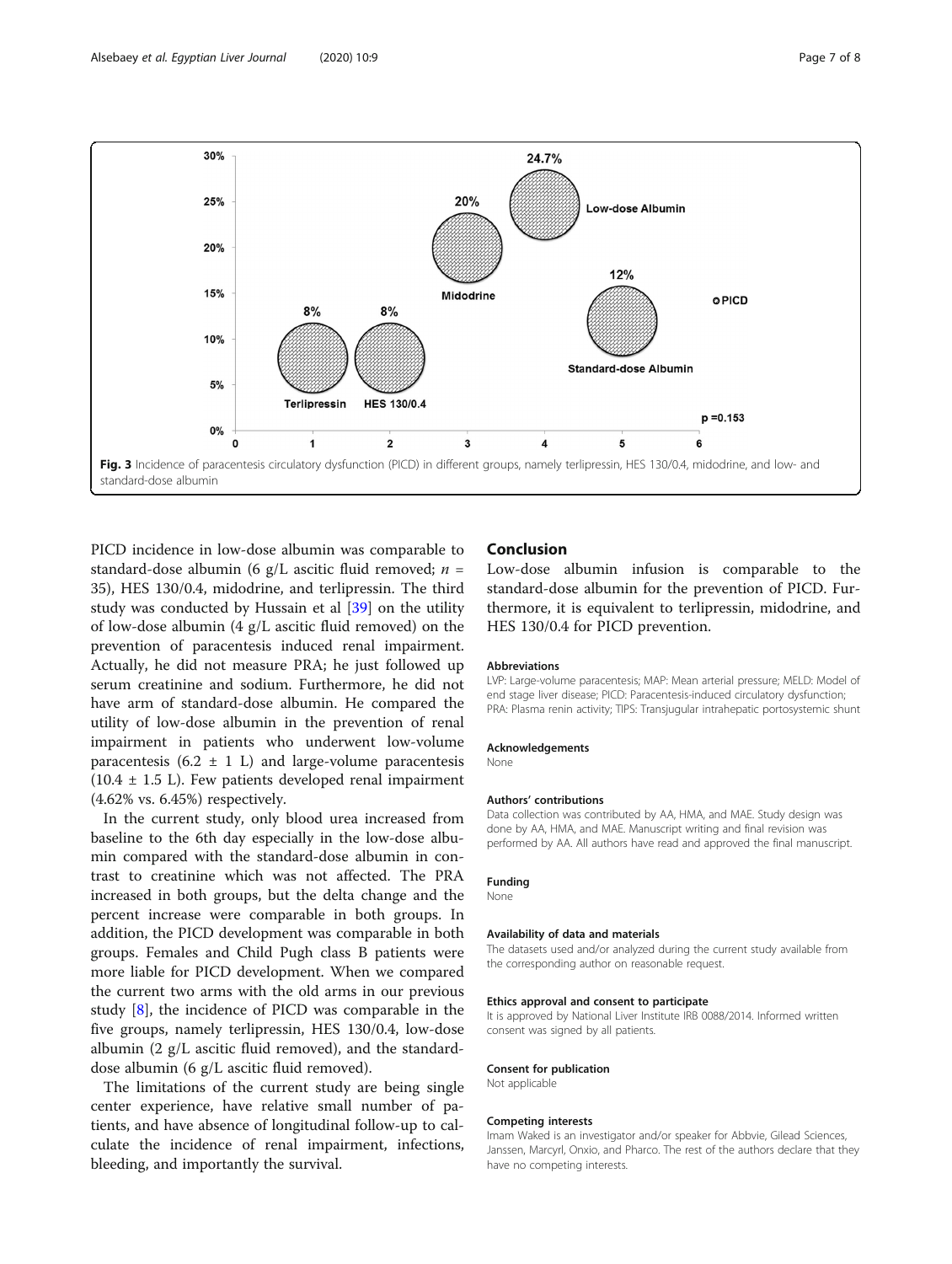Fig. 3 Incidence of paracentesis circulatory dysfunction (PICD) in different groups, namely terlipressin, HES 130/0.4, midodrine, and low- and standard-dose albumin

PICD incidence in low-dose albumin was comparable to standard-dose albumin (6 g/L ascitic fluid removed; $n$ = 35), HES 130/0.4, midodrine, and terlipressin. The third study was conducted by Hussain et al [39] on the utility of low-dose albumin (4 g/L ascitic fluid removed) on the prevention of paracentesis induced renal impairment. Actually, he did not measure PRA; he just followed up serum creatinine and sodium. Furthermore, he did not have arm of standard-dose albumin. He compared the utility of low-dose albumin in the prevention of renal impairment in patients who underwent low-volume paracentesis (6.2 ± 1 L) and large-volume paracentesis (10.4 ± 1.5 L). Few patients developed renal impairment (4.62% vs. 6.45%) respectively.

In the current study, only blood urea increased from baseline to the 6th day especially in the low-dose albumin compared with the standard-dose albumin in contrast to creatinine which was not affected. The PRA increased in both groups, but the delta change and the percent increase were comparable in both groups. In addition, the PICD development was comparable in both groups. Females and Child Pugh class B patients were more liable for PICD development. When we compared the current two arms with the old arms in our previous study [8], the incidence of PICD was comparable in the five groups, namely terlipressin, HES 130/0.4, low-dose albumin (2 g/L ascitic fluid removed), and the standard-dose albumin (6 g/L ascitic fluid removed).

The limitations of the current study are being single center experience, have relative small number of patients, and have absence of longitudinal follow-up to calculate the incidence of renal impairment, infections, bleeding, and importantly the survival.

## Conclusion

Low-dose albumin infusion is comparable to the standard-dose albumin for the prevention of PICD. Furthermore, it is equivalent to terlipressin, midodrine, and HES 130/0.4 for PICD prevention.

#### Abbreviations

LVP: Large-volume paracentesis; MAP: Mean arterial pressure; MELD: Model of end stage liver disease; PICD: Paracentesis-induced circulatory dysfunction; PRA: Plasma renin activity; TIPS: Transjugular intrahepatic portosystemic shunt

#### Acknowledgements

None

#### Authors' contributions

Data collection was contributed by AA, HMA, and MAE. Study design was done by AA, HMA, and MAE. Manuscript writing and final revision was performed by AA. All authors have read and approved the final manuscript.

#### Funding

None

#### Availability of data and materials

The datasets used and/or analyzed during the current study available from the corresponding author on reasonable request.

#### Ethics approval and consent to participate

It is approved by National Liver Institute IRB 0088/2014. Informed written consent was signed by all patients.

#### Consent for publication

Not applicable

#### Competing interests

Imam Waked is an investigator and/or speaker for Abbvie, Gilead Sciences, Janssen, Marcyrl, Onxio, and Pharco. The rest of the authors declare that they have no competing interests.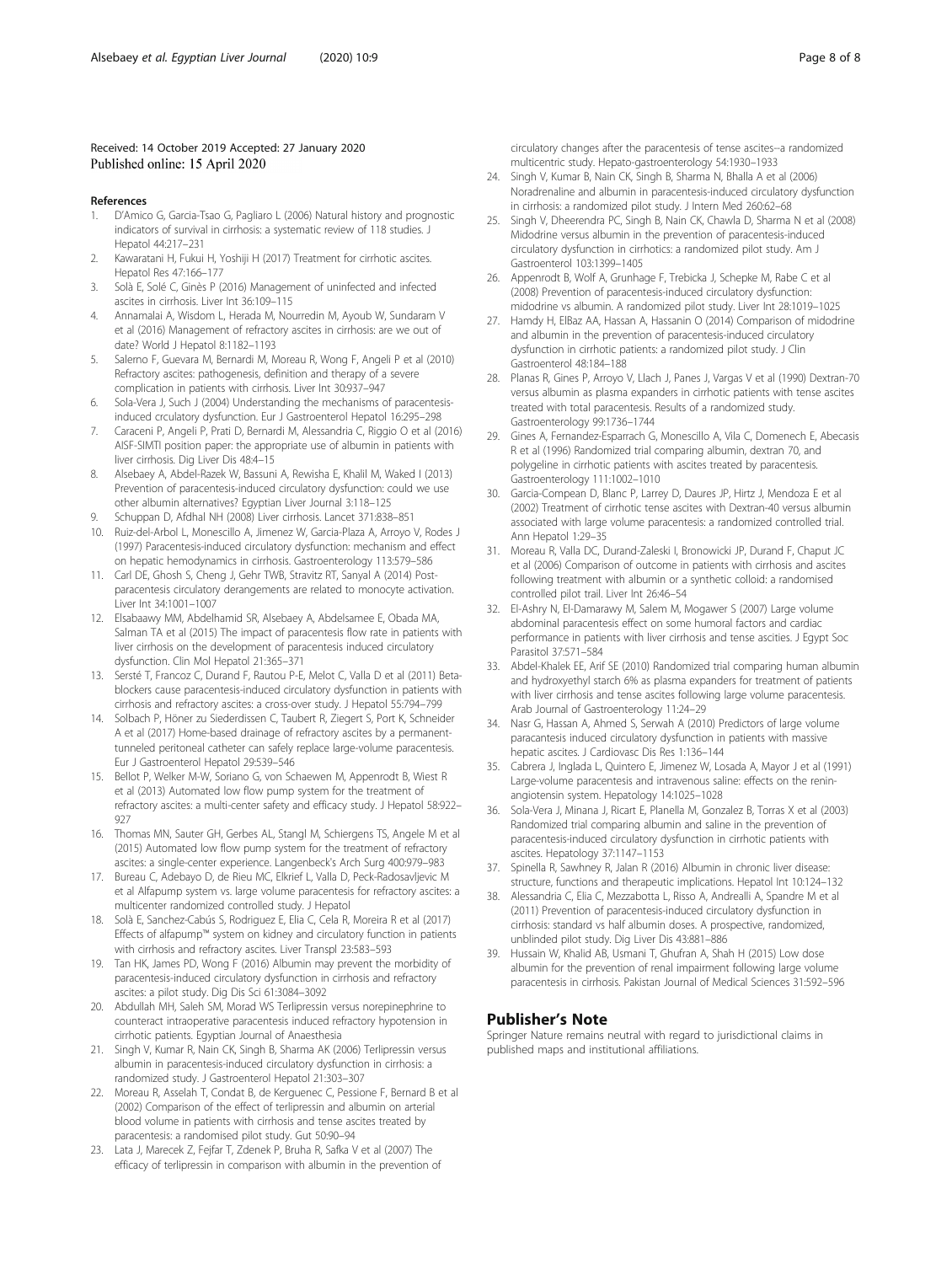Received: 14 October 2019 Accepted: 27 January 2020
Published online: 15 April 2020

## References

1. D'Amico G, Garcia-Tsao G, Pagliaro L (2006) Natural history and prognostic indicators of survival in cirrhosis: a systematic review of 118 studies. J Hepatol 44:217–231
2. Kawaratani H, Fukui H, Yoshiji H (2017) Treatment for cirrhotic ascites. Hepatol Res 47:166–177
3. Solà E, Solé C, Ginès P (2016) Management of uninfected and infected ascites in cirrhosis. Liver Int 36:109–115
4. Annamalai A, Wisdom L, Herada M, Nourredin M, Ayoub W, Sundaram V et al (2016) Management of refractory ascites in cirrhosis: are we out of date? World J Hepatol 8:1182–1193
5. Salerno F, Guevara M, Bernardi M, Moreau R, Wong F, Angeli P et al (2010) Refractory ascites: pathogenesis, definition and therapy of a severe complication in patients with cirrhosis. Liver Int 30:937–947
6. Sola-Vera J, Such J (2004) Understanding the mechanisms of paracentesis-induced crculatory dysfunction. Eur J Gastroenterol Hepatol 16:295–298
7. Caraceni P, Angeli P, Prati D, Bernardi M, Alessandria C, Riggio O et al (2016) AISF-SIMTI position paper: the appropriate use of albumin in patients with liver cirrhosis. Dig Liver Dis 48:4–15
8. Alsebaey A, Abdel-Razek W, Bassuni A, Rewisha E, Khalil M, Waked I (2013) Prevention of paracentesis-induced circulatory dysfunction: could we use other albumin alternatives? Egyptian Liver Journal 3:118–125
9. Schuppan D, Afdhal NH (2008) Liver cirrhosis. Lancet 371:838–851
10. Ruiz-del-Arbol L, Monescillo A, Jimenez W, Garcia-Plaza A, Arroyo V, Rodes J (1997) Paracentesis-induced circulatory dysfunction: mechanism and effect on hepatic hemodynamics in cirrhosis. Gastroenterology 113:579–586
11. Carl DE, Ghosh S, Cheng J, Gehr TWB, Stravitz RT, Sanyal A (2014) Post-paracentesis circulatory derangements are related to monocyte activation. Liver Int 34:1001–1007
12. Elsabaawy MM, Abdelhamid SR, Alsebaey A, Abdelsamee E, Obada MA, Salman TA et al (2015) The impact of paracentesis flow rate in patients with liver cirrhosis on the development of paracentesis induced circulatory dysfunction. Clin Mol Hepatol 21:365–371
13. Sersté T, Francoz C, Durand F, Rautou P-E, Melot C, Valla D et al (2011) Beta-blockers cause paracentesis-induced circulatory dysfunction in patients with cirrhosis and refractory ascites: a cross-over study. J Hepatol 55:794–799
14. Solbach P, Höner zu Siederdissen C, Taubert R, Ziegert S, Port K, Schneider A et al (2017) Home-based drainage of refractory ascites by a permanent-tunneled peritoneal catheter can safely replace large-volume paracentesis. Eur J Gastroenterol Hepatol 29:539–546
15. Bellot P, Welker M-W, Soriano G, von Schaewen M, Appenrodt B, Wiest R et al (2013) Automated low flow pump system for the treatment of refractory ascites: a multi-center safety and efficacy study. J Hepatol 58:922–927
16. Thomas MN, Sauter GH, Gerbes AL, Stangl M, Schiergens TS, Angele M et al (2015) Automated low flow pump system for the treatment of refractory ascites: a single-center experience. Langenbeck's Arch Surg 400:979–983
17. Bureau C, Adebayo D, de Rieu MC, Elkrief L, Valla D, Peck-Radosavljevic M et al Alfapump system vs. large volume paracentesis for refractory ascites: a multicenter randomized controlled study. J Hepatol
18. Solà E, Sanchez-Cabús S, Rodriguez E, Elia C, Cela R, Moreira R et al (2017) Effects of alfapump™ system on kidney and circulatory function in patients with cirrhosis and refractory ascites. Liver Transpl 23:583–593
19. Tan HK, James PD, Wong F (2016) Albumin may prevent the morbidity of paracentesis-induced circulatory dysfunction in cirrhosis and refractory ascites: a pilot study. Dig Dis Sci 61:3084–3092
20. Abdullah MH, Saleh SM, Morad WS Terlipressin versus norepinephrine to counteract intraoperative paracentesis induced refractory hypotension in cirrhotic patients. Egyptian Journal of Anaesthesia
21. Singh V, Kumar R, Nain CK, Singh B, Sharma AK (2006) Terlipressin versus albumin in paracentesis-induced circulatory dysfunction in cirrhosis: a randomized study. J Gastroenterol Hepatol 21:303–307
22. Moreau R, Asselah T, Condat B, de Kerguenec C, Pessione F, Bernard B et al (2002) Comparison of the effect of terlipressin and albumin on arterial blood volume in patients with cirrhosis and tense ascites treated by paracentesis: a randomised pilot study. Gut 50:90–94
23. Lata J, Marecek Z, Fejfar T, Zdenek P, Bruha R, Safka V et al (2007) The efficacy of terlipressin in comparison with albumin in the prevention of circulatory changes after the paracentesis of tense ascites--a randomized multicentric study. Hepato-gastroenterology 54:1930–1933
24. Singh V, Kumar B, Nain CK, Singh B, Sharma N, Bhalla A et al (2006) Noradrenaline and albumin in paracentesis-induced circulatory dysfunction in cirrhosis: a randomized pilot study. J Intern Med 260:62–68
25. Singh V, Dheerendra PC, Singh B, Nain CK, Chawla D, Sharma N et al (2008) Midodrine versus albumin in the prevention of paracentesis-induced circulatory dysfunction in cirrhotics: a randomized pilot study. Am J Gastroenterol 103:1399–1405
26. Appenrodt B, Wolf A, Grunhage F, Trebicka J, Schepke M, Rabe C et al (2008) Prevention of paracentesis-induced circulatory dysfunction: midodrine vs albumin. A randomized pilot study. Liver Int 28:1019–1025
27. Hamdy H, ElBaz AA, Hassan A, Hassanin O (2014) Comparison of midodrine and albumin in the prevention of paracentesis-induced circulatory dysfunction in cirrhotic patients: a randomized pilot study. J Clin Gastroenterol 48:184–188
28. Planas R, Gines P, Arroyo V, Llach J, Panes J, Vargas V et al (1990) Dextran-70 versus albumin as plasma expanders in cirrhotic patients with tense ascites treated with total paracentesis. Results of a randomized study. Gastroenterology 99:1736–1744
29. Gines A, Fernandez-Esparrach G, Monescillo A, Vila C, Domenech E, Abecasis R et al (1996) Randomized trial comparing albumin, dextran 70, and polygeline in cirrhotic patients with ascites treated by paracentesis. Gastroenterology 111:1002–1010
30. Garcia-Compean D, Blanc P, Larrey D, Daures JP, Hirtz J, Mendoza E et al (2002) Treatment of cirrhotic tense ascites with Dextran-40 versus albumin associated with large volume paracentesis: a randomized controlled trial. Ann Hepatol 1:29–35
31. Moreau R, Valla DC, Durand-Zaleski I, Bronowicki JP, Durand F, Chaput JC et al (2006) Comparison of outcome in patients with cirrhosis and ascites following treatment with albumin or a synthetic colloid: a randomised controlled pilot trail. Liver Int 26:46–54
32. El-Ashry N, El-Damarawy M, Salem M, Mogawer S (2007) Large volume abdominal paracentesis effect on some humoral factors and cardiac performance in patients with liver cirrhosis and tense ascities. J Egypt Soc Parasitol 37:571–584
33. Abdel-Khalek EE, Arif SE (2010) Randomized trial comparing human albumin and hydroxyethyl starch 6% as plasma expanders for treatment of patients with liver cirrhosis and tense ascites following large volume paracentesis. Arab Journal of Gastroenterology 11:24–29
34. Nasr G, Hassan A, Ahmed S, Serwah A (2010) Predictors of large volume paracantesis induced circulatory dysfunction in patients with massive hepatic ascites. J Cardiovasc Dis Res 1:136–144
35. Cabrera J, Inglada L, Quintero E, Jimenez W, Losada A, Mayor J et al (1991) Large-volume paracentesis and intravenous saline: effects on the renin-angiotensin system. Hepatology 14:1025–1028
36. Sola-Vera J, Minana J, Ricart E, Planella M, Gonzalez B, Torras X et al (2003) Randomized trial comparing albumin and saline in the prevention of paracentesis-induced circulatory dysfunction in cirrhotic patients with ascites. Hepatology 37:1147–1153
37. Spinella R, Sawhney R, Jalan R (2016) Albumin in chronic liver disease: structure, functions and therapeutic implications. Hepatol Int 10:124–132
38. Alessandria C, Elia C, Mezzabotta L, Risso A, Andrealli A, Spandre M et al (2011) Prevention of paracentesis-induced circulatory dysfunction in cirrhosis: standard vs half albumin doses. A prospective, randomized, unblinded pilot study. Dig Liver Dis 43:881–886
39. Hussain W, Khalid AB, Usmani T, Ghufran A, Shah H (2015) Low dose albumin for the prevention of renal impairment following large volume paracentesis in cirrhosis. Pakistan Journal of Medical Sciences 31:592–596

## Publisher's Note

Springer Nature remains neutral with regard to jurisdictional claims in published maps and institutional affiliations.